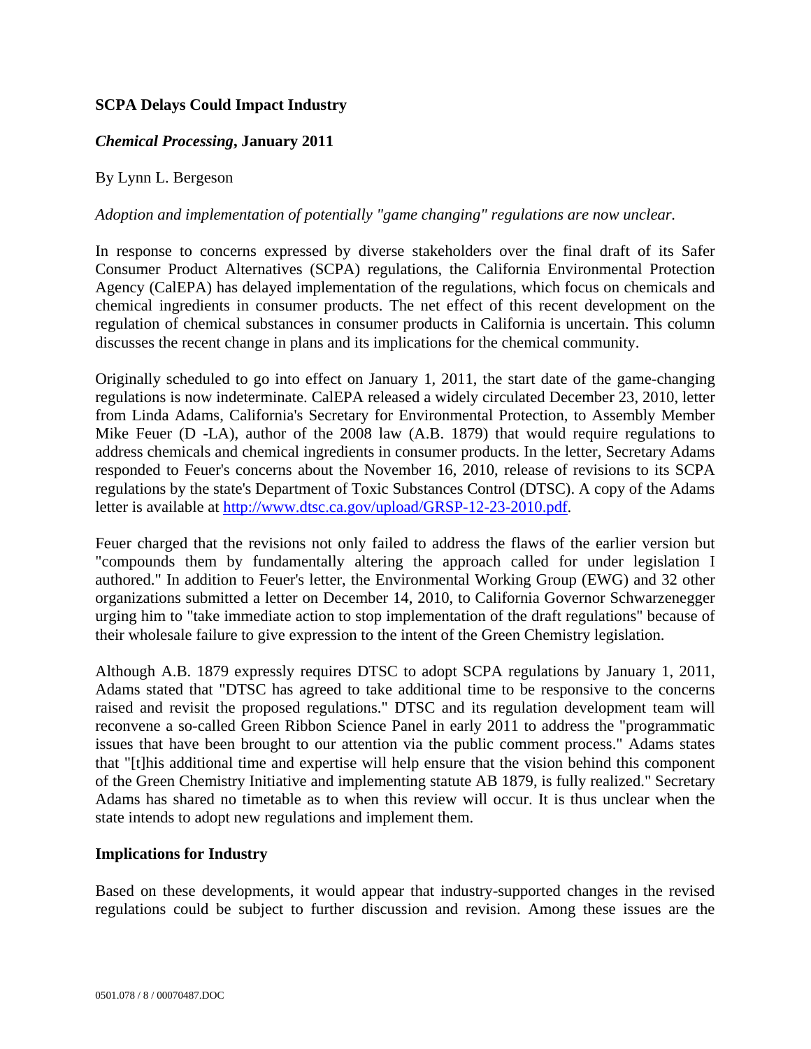**SCPA Delays Could Impact Industry**

***Chemical Processing*, January 2011**

By Lynn L. Bergeson

*Adoption and implementation of potentially "game changing" regulations are now unclear.*

In response to concerns expressed by diverse stakeholders over the final draft of its Safer Consumer Product Alternatives (SCPA) regulations, the California Environmental Protection Agency (CalEPA) has delayed implementation of the regulations, which focus on chemicals and chemical ingredients in consumer products. The net effect of this recent development on the regulation of chemical substances in consumer products in California is uncertain. This column discusses the recent change in plans and its implications for the chemical community.

Originally scheduled to go into effect on January 1, 2011, the start date of the game-changing regulations is now indeterminate. CalEPA released a widely circulated December 23, 2010, letter from Linda Adams, California's Secretary for Environmental Protection, to Assembly Member Mike Feuer (D -LA), author of the 2008 law (A.B. 1879) that would require regulations to address chemicals and chemical ingredients in consumer products. In the letter, Secretary Adams responded to Feuer's concerns about the November 16, 2010, release of revisions to its SCPA regulations by the state's Department of Toxic Substances Control (DTSC). A copy of the Adams letter is available at http://www.dtsc.ca.gov/upload/GRSP-12-23-2010.pdf.

Feuer charged that the revisions not only failed to address the flaws of the earlier version but "compounds them by fundamentally altering the approach called for under legislation I authored." In addition to Feuer's letter, the Environmental Working Group (EWG) and 32 other organizations submitted a letter on December 14, 2010, to California Governor Schwarzenegger urging him to "take immediate action to stop implementation of the draft regulations" because of their wholesale failure to give expression to the intent of the Green Chemistry legislation.

Although A.B. 1879 expressly requires DTSC to adopt SCPA regulations by January 1, 2011, Adams stated that "DTSC has agreed to take additional time to be responsive to the concerns raised and revisit the proposed regulations." DTSC and its regulation development team will reconvene a so-called Green Ribbon Science Panel in early 2011 to address the "programmatic issues that have been brought to our attention via the public comment process." Adams states that "[t]his additional time and expertise will help ensure that the vision behind this component of the Green Chemistry Initiative and implementing statute AB 1879, is fully realized." Secretary Adams has shared no timetable as to when this review will occur. It is thus unclear when the state intends to adopt new regulations and implement them.

**Implications for Industry**

Based on these developments, it would appear that industry-supported changes in the revised regulations could be subject to further discussion and revision. Among these issues are the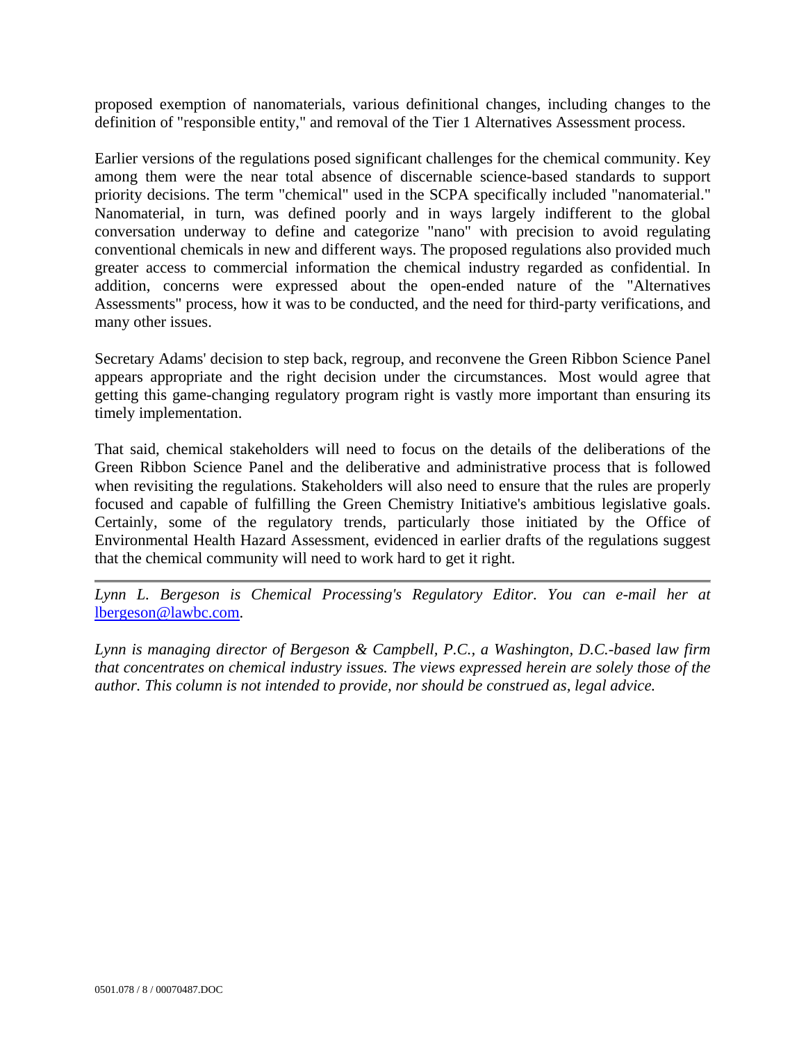proposed exemption of nanomaterials, various definitional changes, including changes to the definition of "responsible entity," and removal of the Tier 1 Alternatives Assessment process.

Earlier versions of the regulations posed significant challenges for the chemical community. Key among them were the near total absence of discernable science-based standards to support priority decisions. The term "chemical" used in the SCPA specifically included "nanomaterial." Nanomaterial, in turn, was defined poorly and in ways largely indifferent to the global conversation underway to define and categorize "nano" with precision to avoid regulating conventional chemicals in new and different ways. The proposed regulations also provided much greater access to commercial information the chemical industry regarded as confidential. In addition, concerns were expressed about the open-ended nature of the "Alternatives Assessments" process, how it was to be conducted, and the need for third-party verifications, and many other issues.

Secretary Adams' decision to step back, regroup, and reconvene the Green Ribbon Science Panel appears appropriate and the right decision under the circumstances. Most would agree that getting this game-changing regulatory program right is vastly more important than ensuring its timely implementation.

That said, chemical stakeholders will need to focus on the details of the deliberations of the Green Ribbon Science Panel and the deliberative and administrative process that is followed when revisiting the regulations. Stakeholders will also need to ensure that the rules are properly focused and capable of fulfilling the Green Chemistry Initiative's ambitious legislative goals. Certainly, some of the regulatory trends, particularly those initiated by the Office of Environmental Health Hazard Assessment, evidenced in earlier drafts of the regulations suggest that the chemical community will need to work hard to get it right.

---

*Lynn L. Bergeson is Chemical Processing's Regulatory Editor. You can e-mail her at* lbergeson@lawbc.com.

*Lynn is managing director of Bergeson & Campbell, P.C., a Washington, D.C.-based law firm that concentrates on chemical industry issues. The views expressed herein are solely those of the author. This column is not intended to provide, nor should be construed as, legal advice.*

0501.078 / 8 / 00070487.DOC